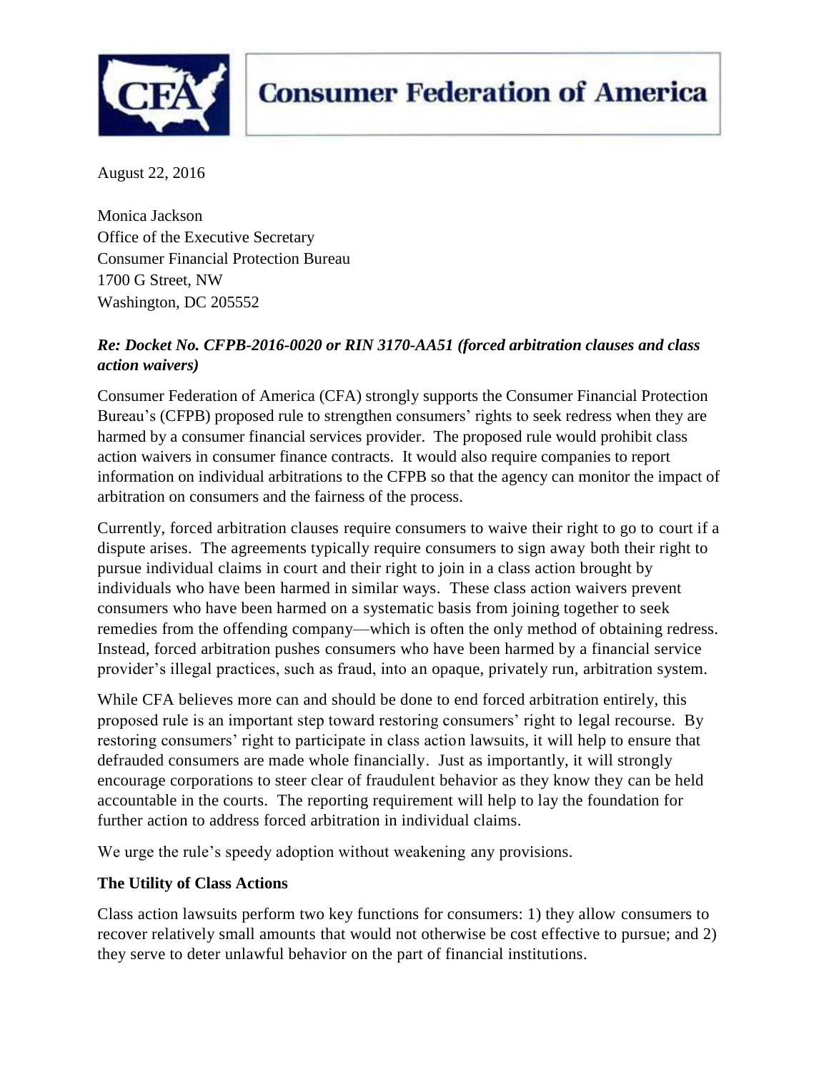# Consumer Federation of America

August 22, 2016

Monica Jackson
Office of the Executive Secretary
Consumer Financial Protection Bureau
1700 G Street, NW
Washington, DC 205552

***Re: Docket No. CFPB-2016-0020 or RIN 3170-AA51 (forced arbitration clauses and class action waivers)***

Consumer Federation of America (CFA) strongly supports the Consumer Financial Protection Bureau's (CFPB) proposed rule to strengthen consumers' rights to seek redress when they are harmed by a consumer financial services provider. The proposed rule would prohibit class action waivers in consumer finance contracts. It would also require companies to report information on individual arbitrations to the CFPB so that the agency can monitor the impact of arbitration on consumers and the fairness of the process.

Currently, forced arbitration clauses require consumers to waive their right to go to court if a dispute arises. The agreements typically require consumers to sign away both their right to pursue individual claims in court and their right to join in a class action brought by individuals who have been harmed in similar ways. These class action waivers prevent consumers who have been harmed on a systematic basis from joining together to seek remedies from the offending company—which is often the only method of obtaining redress. Instead, forced arbitration pushes consumers who have been harmed by a financial service provider's illegal practices, such as fraud, into an opaque, privately run, arbitration system.

While CFA believes more can and should be done to end forced arbitration entirely, this proposed rule is an important step toward restoring consumers' right to legal recourse. By restoring consumers' right to participate in class action lawsuits, it will help to ensure that defrauded consumers are made whole financially. Just as importantly, it will strongly encourage corporations to steer clear of fraudulent behavior as they know they can be held accountable in the courts. The reporting requirement will help to lay the foundation for further action to address forced arbitration in individual claims.

We urge the rule's speedy adoption without weakening any provisions.

**The Utility of Class Actions**

Class action lawsuits perform two key functions for consumers: 1) they allow consumers to recover relatively small amounts that would not otherwise be cost effective to pursue; and 2) they serve to deter unlawful behavior on the part of financial institutions.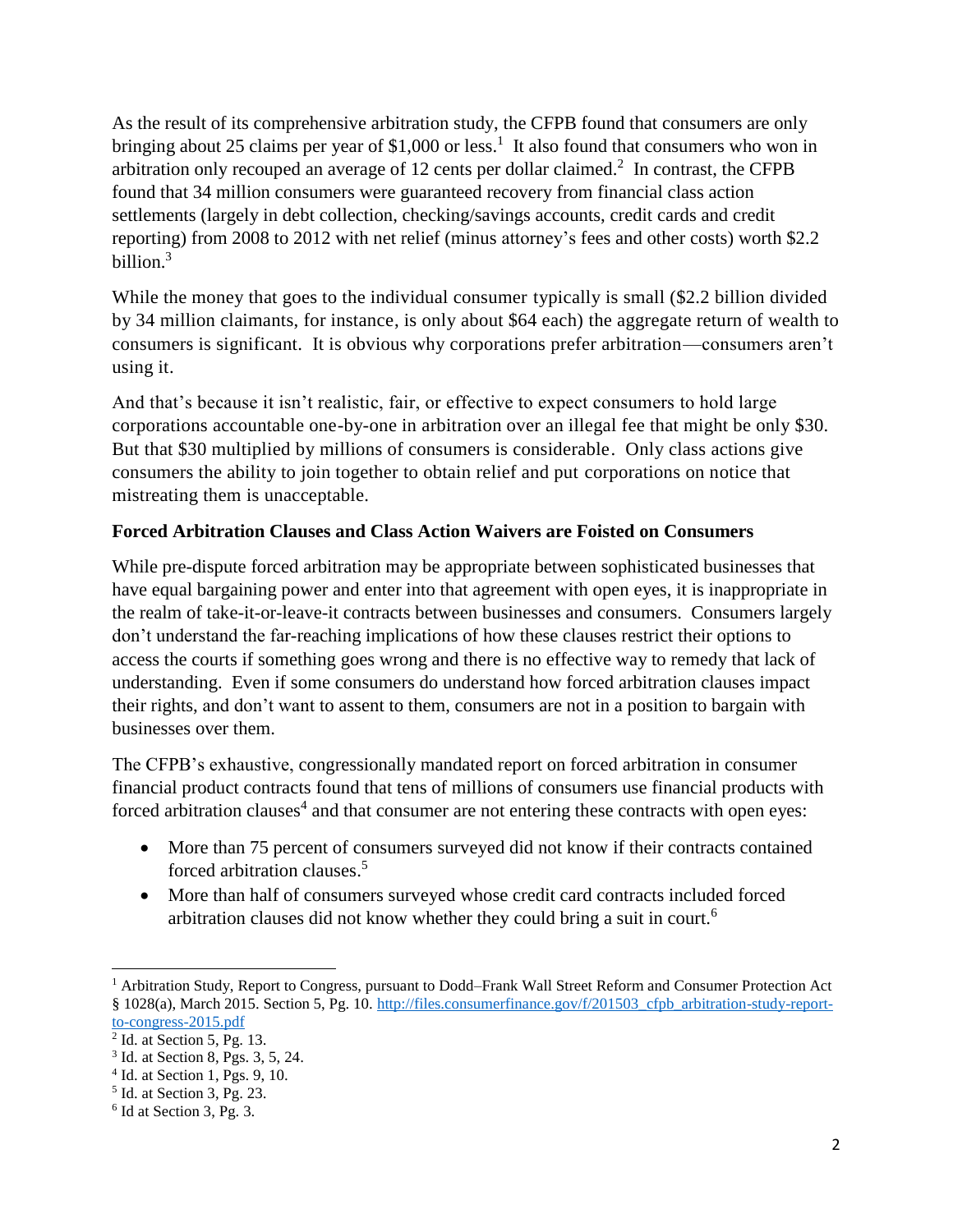As the result of its comprehensive arbitration study, the CFPB found that consumers are only bringing about 25 claims per year of $1,000 or less.[1] It also found that consumers who won in arbitration only recouped an average of 12 cents per dollar claimed.[2] In contrast, the CFPB found that 34 million consumers were guaranteed recovery from financial class action settlements (largely in debt collection, checking/savings accounts, credit cards and credit reporting) from 2008 to 2012 with net relief (minus attorney's fees and other costs) worth $2.2 billion.[3]

While the money that goes to the individual consumer typically is small ($2.2 billion divided by 34 million claimants, for instance, is only about $64 each) the aggregate return of wealth to consumers is significant. It is obvious why corporations prefer arbitration—consumers aren't using it.

And that's because it isn't realistic, fair, or effective to expect consumers to hold large corporations accountable one-by-one in arbitration over an illegal fee that might be only $30. But that $30 multiplied by millions of consumers is considerable. Only class actions give consumers the ability to join together to obtain relief and put corporations on notice that mistreating them is unacceptable.

**Forced Arbitration Clauses and Class Action Waivers are Foisted on Consumers**

While pre-dispute forced arbitration may be appropriate between sophisticated businesses that have equal bargaining power and enter into that agreement with open eyes, it is inappropriate in the realm of take-it-or-leave-it contracts between businesses and consumers. Consumers largely don't understand the far-reaching implications of how these clauses restrict their options to access the courts if something goes wrong and there is no effective way to remedy that lack of understanding. Even if some consumers do understand how forced arbitration clauses impact their rights, and don't want to assent to them, consumers are not in a position to bargain with businesses over them.

The CFPB's exhaustive, congressionally mandated report on forced arbitration in consumer financial product contracts found that tens of millions of consumers use financial products with forced arbitration clauses[4] and that consumer are not entering these contracts with open eyes:

- More than 75 percent of consumers surveyed did not know if their contracts contained forced arbitration clauses.[5]
- More than half of consumers surveyed whose credit card contracts included forced arbitration clauses did not know whether they could bring a suit in court.[6]

---

[1] Arbitration Study, Report to Congress, pursuant to Dodd–Frank Wall Street Reform and Consumer Protection Act § 1028(a), March 2015. Section 5, Pg. 10. http://files.consumerfinance.gov/f/201503_cfpb_arbitration-study-report-to-congress-2015.pdf

[2] Id. at Section 5, Pg. 13.

[3] Id. at Section 8, Pgs. 3, 5, 24.

[4] Id. at Section 1, Pgs. 9, 10.

[5] Id. at Section 3, Pg. 23.

[6] Id at Section 3, Pg. 3.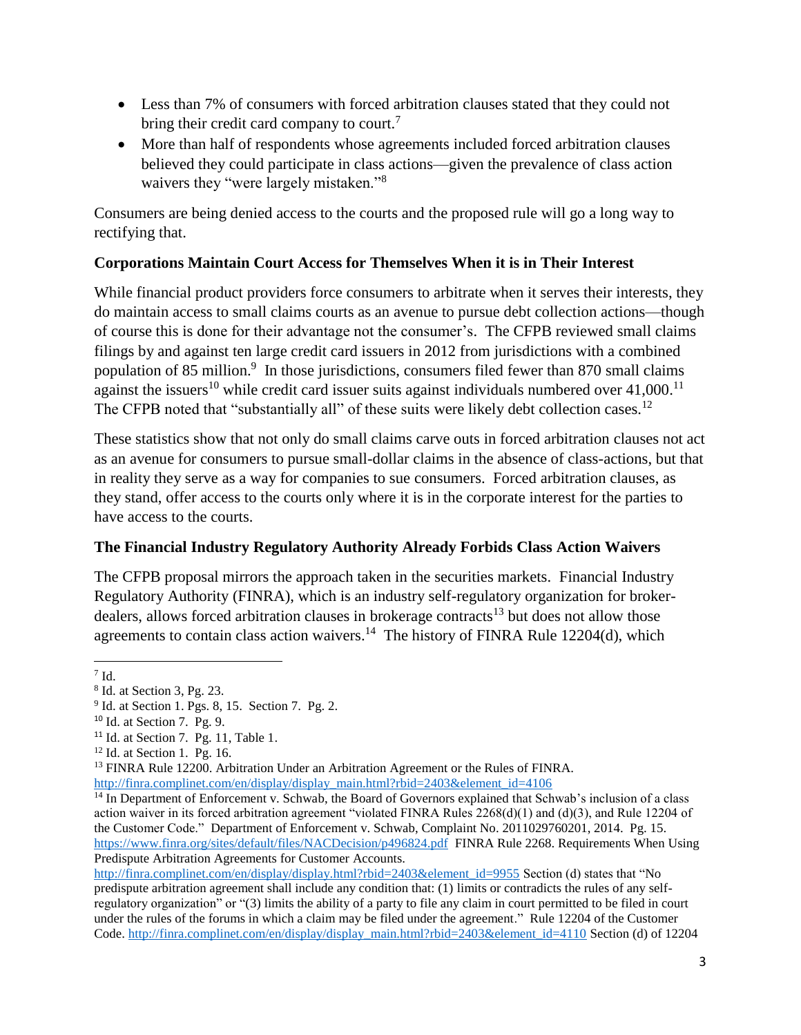- Less than 7% of consumers with forced arbitration clauses stated that they could not bring their credit card company to court.[7]
- More than half of respondents whose agreements included forced arbitration clauses believed they could participate in class actions—given the prevalence of class action waivers they "were largely mistaken."[8]

Consumers are being denied access to the courts and the proposed rule will go a long way to rectifying that.

**Corporations Maintain Court Access for Themselves When it is in Their Interest**

While financial product providers force consumers to arbitrate when it serves their interests, they do maintain access to small claims courts as an avenue to pursue debt collection actions—though of course this is done for their advantage not the consumer's. The CFPB reviewed small claims filings by and against ten large credit card issuers in 2012 from jurisdictions with a combined population of 85 million.[9] In those jurisdictions, consumers filed fewer than 870 small claims against the issuers[10] while credit card issuer suits against individuals numbered over 41,000.[11] The CFPB noted that "substantially all" of these suits were likely debt collection cases.[12]

These statistics show that not only do small claims carve outs in forced arbitration clauses not act as an avenue for consumers to pursue small-dollar claims in the absence of class-actions, but that in reality they serve as a way for companies to sue consumers. Forced arbitration clauses, as they stand, offer access to the courts only where it is in the corporate interest for the parties to have access to the courts.

**The Financial Industry Regulatory Authority Already Forbids Class Action Waivers**

The CFPB proposal mirrors the approach taken in the securities markets. Financial Industry Regulatory Authority (FINRA), which is an industry self-regulatory organization for broker-dealers, allows forced arbitration clauses in brokerage contracts[13] but does not allow those agreements to contain class action waivers.[14] The history of FINRA Rule 12204(d), which

---

[7] Id.

[8] Id. at Section 3, Pg. 23.

[9] Id. at Section 1. Pgs. 8, 15. Section 7. Pg. 2.

[10] Id. at Section 7. Pg. 9.

[11] Id. at Section 7. Pg. 11, Table 1.

[12] Id. at Section 1. Pg. 16.

[13] FINRA Rule 12200. Arbitration Under an Arbitration Agreement or the Rules of FINRA. http://finra.complinet.com/en/display/display_main.html?rbid=2403&element_id=4106

[14] In Department of Enforcement v. Schwab, the Board of Governors explained that Schwab's inclusion of a class action waiver in its forced arbitration agreement "violated FINRA Rules 2268(d)(1) and (d)(3), and Rule 12204 of the Customer Code." Department of Enforcement v. Schwab, Complaint No. 2011029760201, 2014. Pg. 15. https://www.finra.org/sites/default/files/NACDecision/p496824.pdf FINRA Rule 2268. Requirements When Using Predispute Arbitration Agreements for Customer Accounts. http://finra.complinet.com/en/display/display.html?rbid=2403&element_id=9955 Section (d) states that "No predispute arbitration agreement shall include any condition that: (1) limits or contradicts the rules of any self-regulatory organization" or "(3) limits the ability of a party to file any claim in court permitted to be filed in court under the rules of the forums in which a claim may be filed under the agreement." Rule 12204 of the Customer Code. http://finra.complinet.com/en/display/display_main.html?rbid=2403&element_id=4110 Section (d) of 12204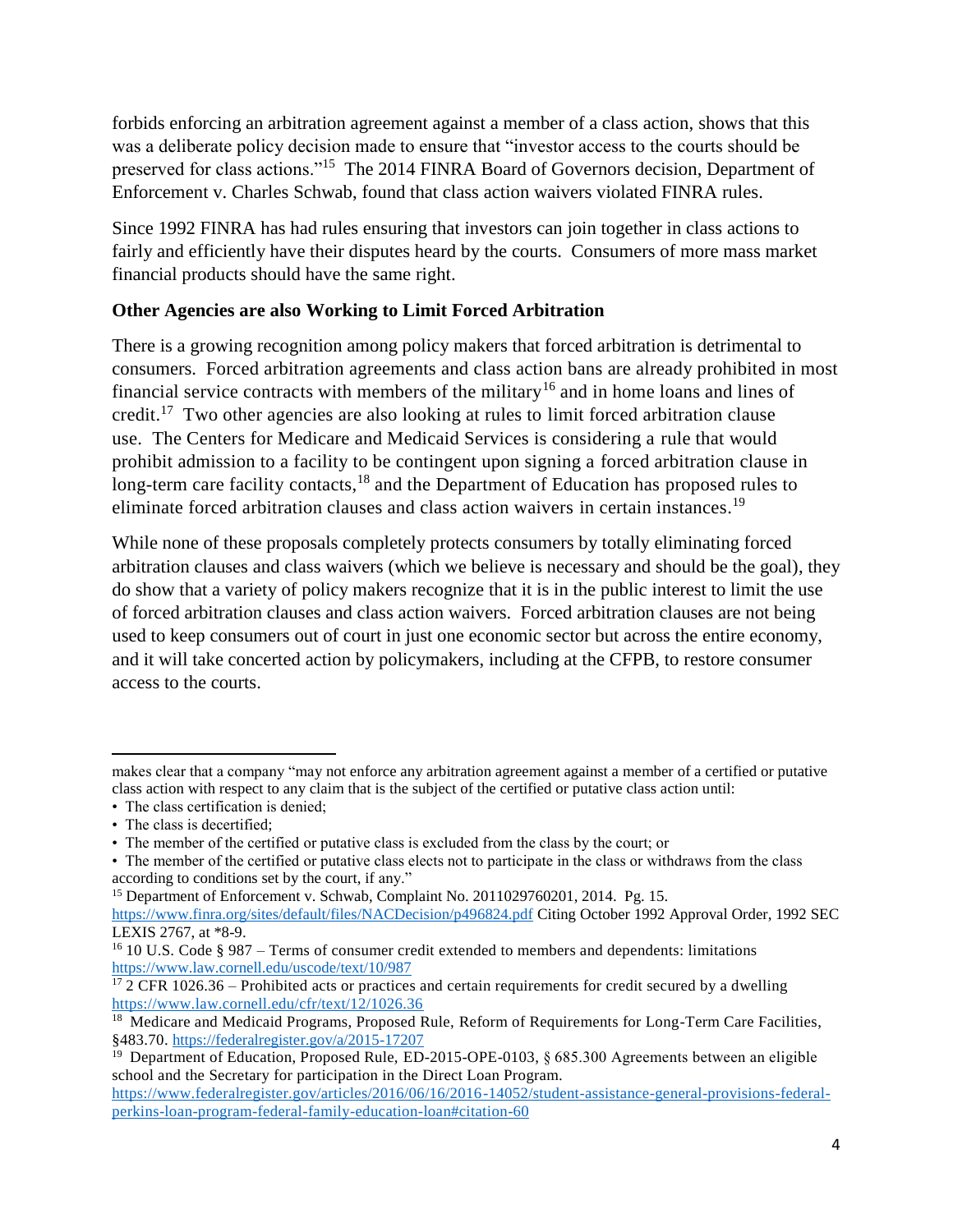forbids enforcing an arbitration agreement against a member of a class action, shows that this was a deliberate policy decision made to ensure that "investor access to the courts should be preserved for class actions."[15] The 2014 FINRA Board of Governors decision, Department of Enforcement v. Charles Schwab, found that class action waivers violated FINRA rules.

Since 1992 FINRA has had rules ensuring that investors can join together in class actions to fairly and efficiently have their disputes heard by the courts. Consumers of more mass market financial products should have the same right.

**Other Agencies are also Working to Limit Forced Arbitration**

There is a growing recognition among policy makers that forced arbitration is detrimental to consumers. Forced arbitration agreements and class action bans are already prohibited in most financial service contracts with members of the military[16] and in home loans and lines of credit.[17] Two other agencies are also looking at rules to limit forced arbitration clause use. The Centers for Medicare and Medicaid Services is considering a rule that would prohibit admission to a facility to be contingent upon signing a forced arbitration clause in long-term care facility contacts,[18] and the Department of Education has proposed rules to eliminate forced arbitration clauses and class action waivers in certain instances.[19]

While none of these proposals completely protects consumers by totally eliminating forced arbitration clauses and class waivers (which we believe is necessary and should be the goal), they do show that a variety of policy makers recognize that it is in the public interest to limit the use of forced arbitration clauses and class action waivers. Forced arbitration clauses are not being used to keep consumers out of court in just one economic sector but across the entire economy, and it will take concerted action by policymakers, including at the CFPB, to restore consumer access to the courts.

---

makes clear that a company "may not enforce any arbitration agreement against a member of a certified or putative class action with respect to any claim that is the subject of the certified or putative class action until:

- The class certification is denied;
- The class is decertified;
- The member of the certified or putative class is excluded from the class by the court; or
- The member of the certified or putative class elects not to participate in the class or withdraws from the class according to conditions set by the court, if any."

[15] Department of Enforcement v. Schwab, Complaint No. 2011029760201, 2014. Pg. 15. https://www.finra.org/sites/default/files/NACDecision/p496824.pdf Citing October 1992 Approval Order, 1992 SEC LEXIS 2767, at *8-9.

[16] 10 U.S. Code § 987 – Terms of consumer credit extended to members and dependents: limitations https://www.law.cornell.edu/uscode/text/10/987

[17] 2 CFR 1026.36 – Prohibited acts or practices and certain requirements for credit secured by a dwelling https://www.law.cornell.edu/cfr/text/12/1026.36

[18] Medicare and Medicaid Programs, Proposed Rule, Reform of Requirements for Long-Term Care Facilities, §483.70. https://federalregister.gov/a/2015-17207

[19] Department of Education, Proposed Rule, ED-2015-OPE-0103, § 685.300 Agreements between an eligible school and the Secretary for participation in the Direct Loan Program. https://www.federalregister.gov/articles/2016/06/16/2016-14052/student-assistance-general-provisions-federal-perkins-loan-program-federal-family-education-loan#citation-60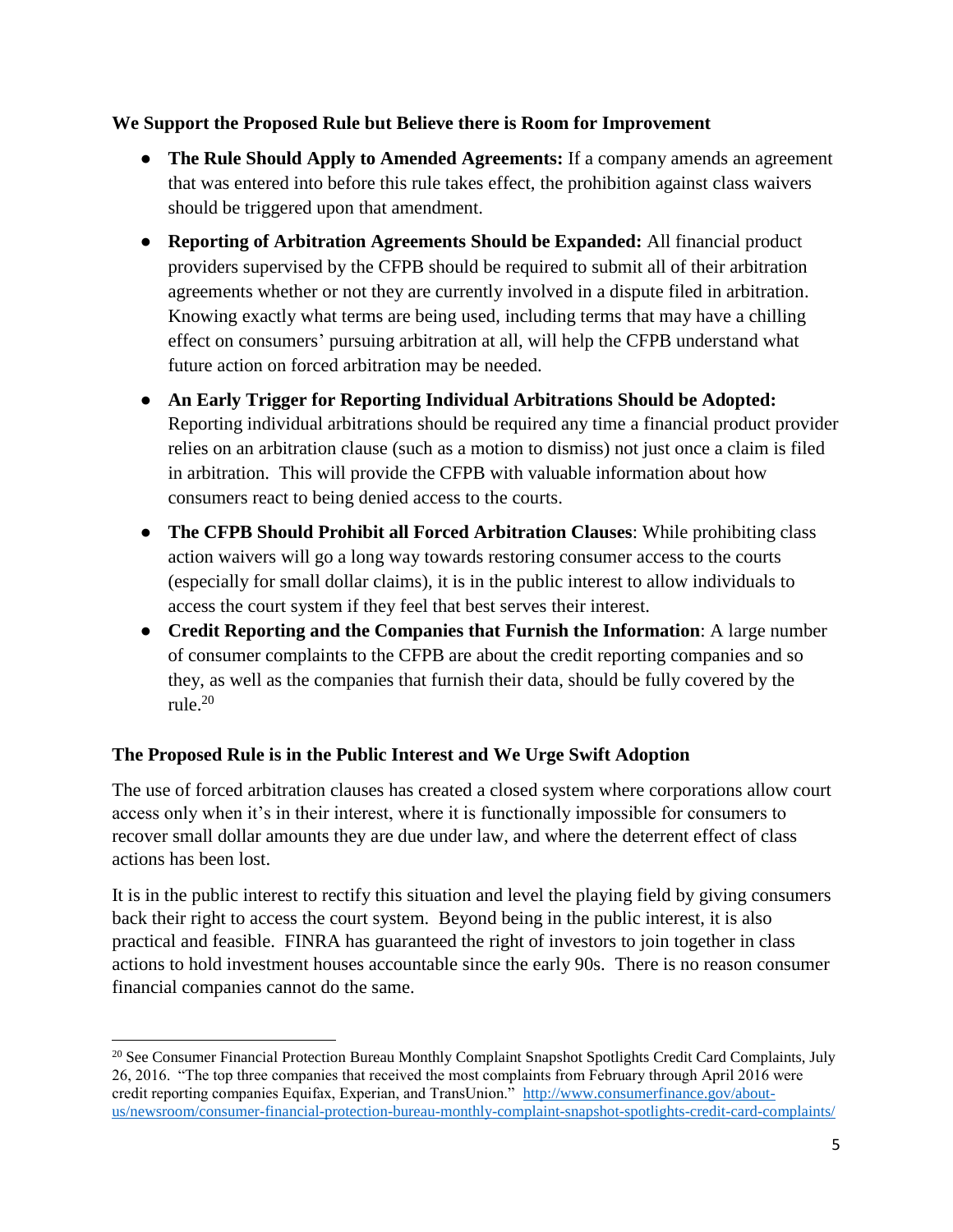**We Support the Proposed Rule but Believe there is Room for Improvement**

- **The Rule Should Apply to Amended Agreements:** If a company amends an agreement that was entered into before this rule takes effect, the prohibition against class waivers should be triggered upon that amendment.
- **Reporting of Arbitration Agreements Should be Expanded:** All financial product providers supervised by the CFPB should be required to submit all of their arbitration agreements whether or not they are currently involved in a dispute filed in arbitration. Knowing exactly what terms are being used, including terms that may have a chilling effect on consumers' pursuing arbitration at all, will help the CFPB understand what future action on forced arbitration may be needed.
- **An Early Trigger for Reporting Individual Arbitrations Should be Adopted:** Reporting individual arbitrations should be required any time a financial product provider relies on an arbitration clause (such as a motion to dismiss) not just once a claim is filed in arbitration. This will provide the CFPB with valuable information about how consumers react to being denied access to the courts.
- **The CFPB Should Prohibit all Forced Arbitration Clauses**: While prohibiting class action waivers will go a long way towards restoring consumer access to the courts (especially for small dollar claims), it is in the public interest to allow individuals to access the court system if they feel that best serves their interest.
- **Credit Reporting and the Companies that Furnish the Information**: A large number of consumer complaints to the CFPB are about the credit reporting companies and so they, as well as the companies that furnish their data, should be fully covered by the rule.[20]

## The Proposed Rule is in the Public Interest and We Urge Swift Adoption

The use of forced arbitration clauses has created a closed system where corporations allow court access only when it's in their interest, where it is functionally impossible for consumers to recover small dollar amounts they are due under law, and where the deterrent effect of class actions has been lost.

It is in the public interest to rectify this situation and level the playing field by giving consumers back their right to access the court system. Beyond being in the public interest, it is also practical and feasible. FINRA has guaranteed the right of investors to join together in class actions to hold investment houses accountable since the early 90s. There is no reason consumer financial companies cannot do the same.

---

[20] See Consumer Financial Protection Bureau Monthly Complaint Snapshot Spotlights Credit Card Complaints, July 26, 2016. "The top three companies that received the most complaints from February through April 2016 were credit reporting companies Equifax, Experian, and TransUnion." http://www.consumerfinance.gov/about-us/newsroom/consumer-financial-protection-bureau-monthly-complaint-snapshot-spotlights-credit-card-complaints/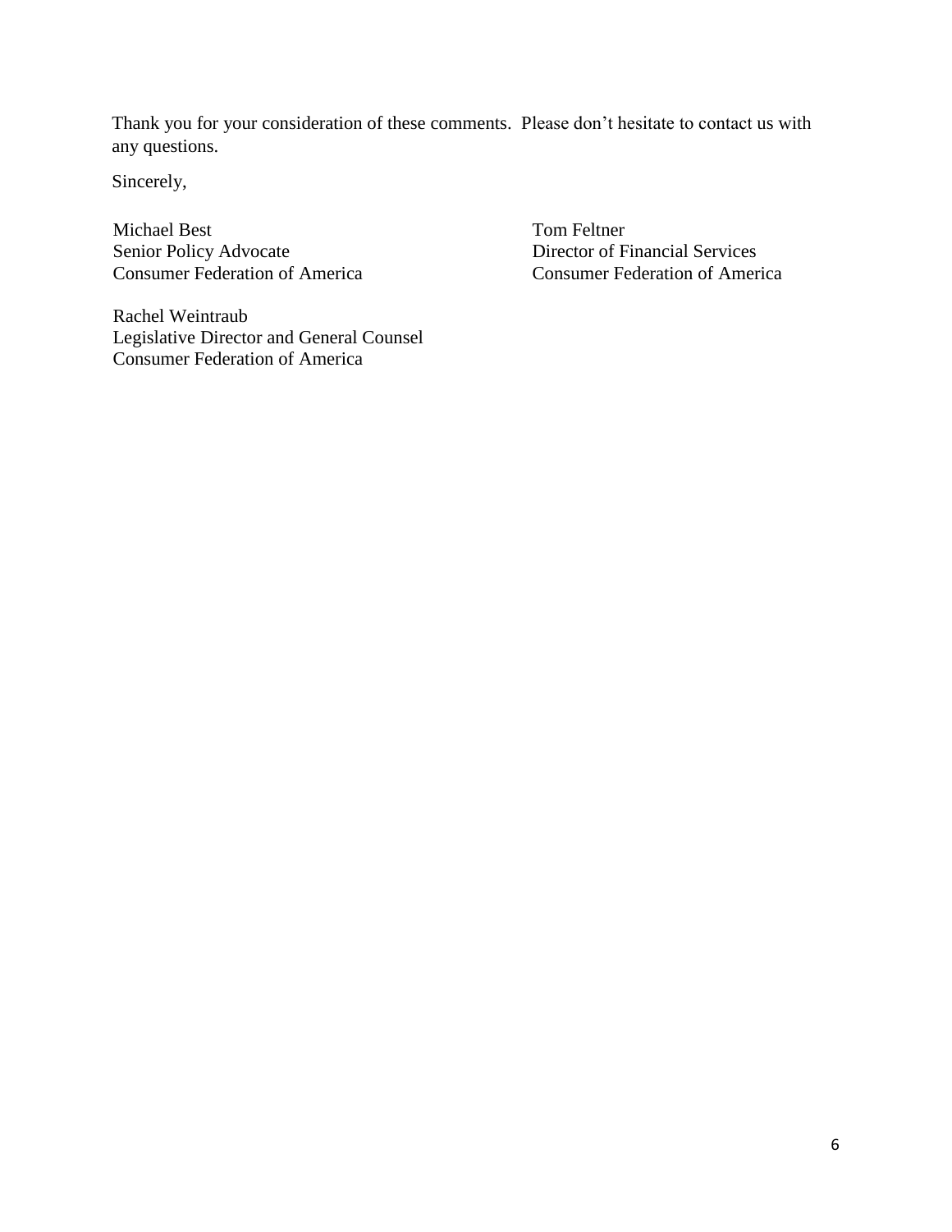Thank you for your consideration of these comments. Please don't hesitate to contact us with any questions.

Sincerely,

Michael Best
Senior Policy Advocate
Consumer Federation of America

Tom Feltner
Director of Financial Services
Consumer Federation of America

Rachel Weintraub
Legislative Director and General Counsel
Consumer Federation of America